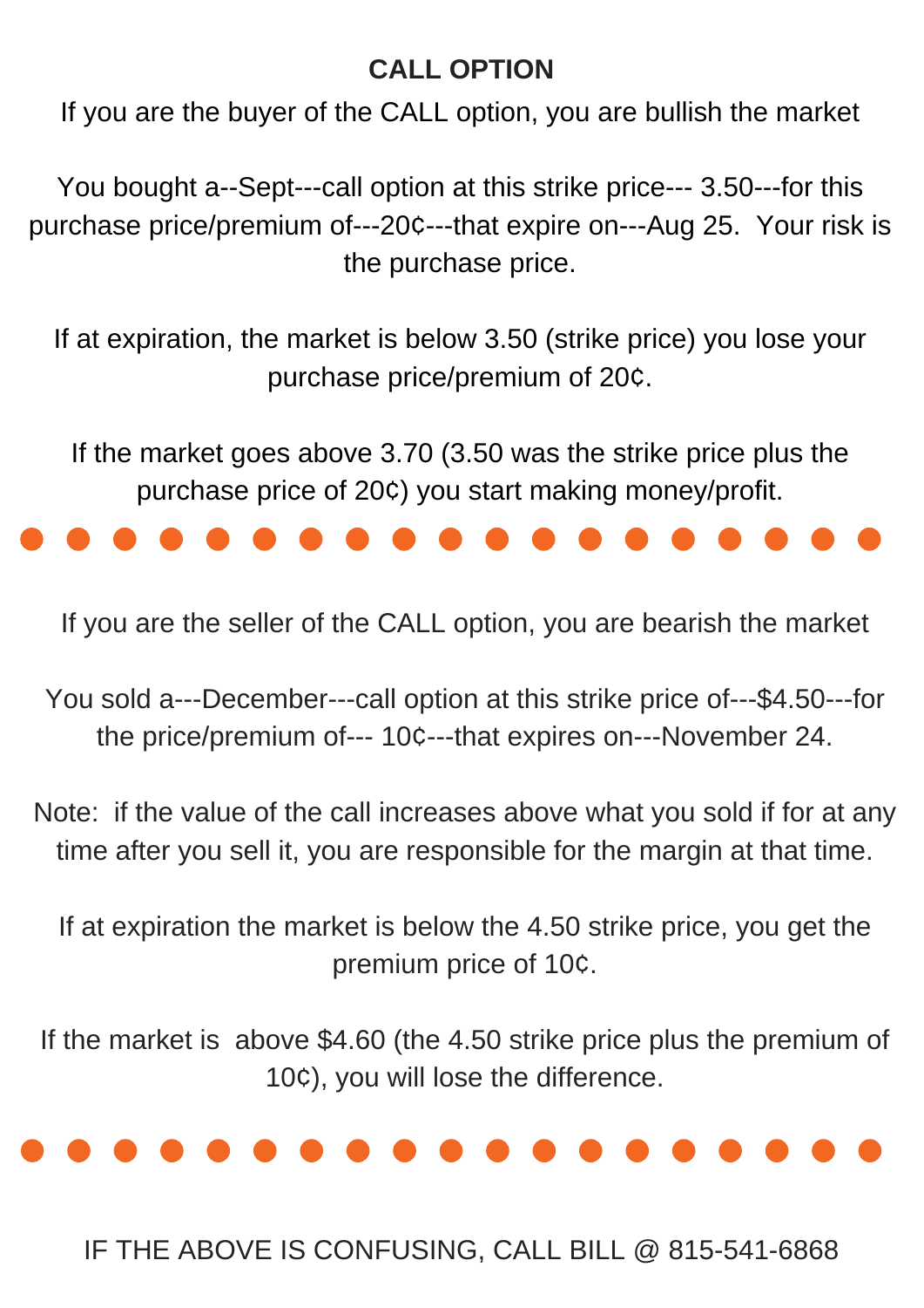## CALL OPTION

If you are the buyer of the CALL option, you are bullish the market

You bought a--Sept---call option at this strike price--- 3.50---for this purchase price/premium of---20¢---that expire on---Aug 25. Your risk is the purchase price.

If at expiration, the market is below 3.50 (strike price) you lose your purchase price/premium of 20¢.

If the market goes above 3.70 (3.50 was the strike price plus the purchase price of 20¢) you start making money/profit.

---

If you are the seller of the CALL option, you are bearish the market

You sold a---December---call option at this strike price of---$4.50---for the price/premium of--- 10¢---that expires on---November 24.

Note: if the value of the call increases above what you sold if for at any time after you sell it, you are responsible for the margin at that time.

If at expiration the market is below the 4.50 strike price, you get the premium price of 10¢.

If the market is above $4.60 (the 4.50 strike price plus the premium of 10¢), you will lose the difference.

---

IF THE ABOVE IS CONFUSING, CALL BILL @ 815-541-6868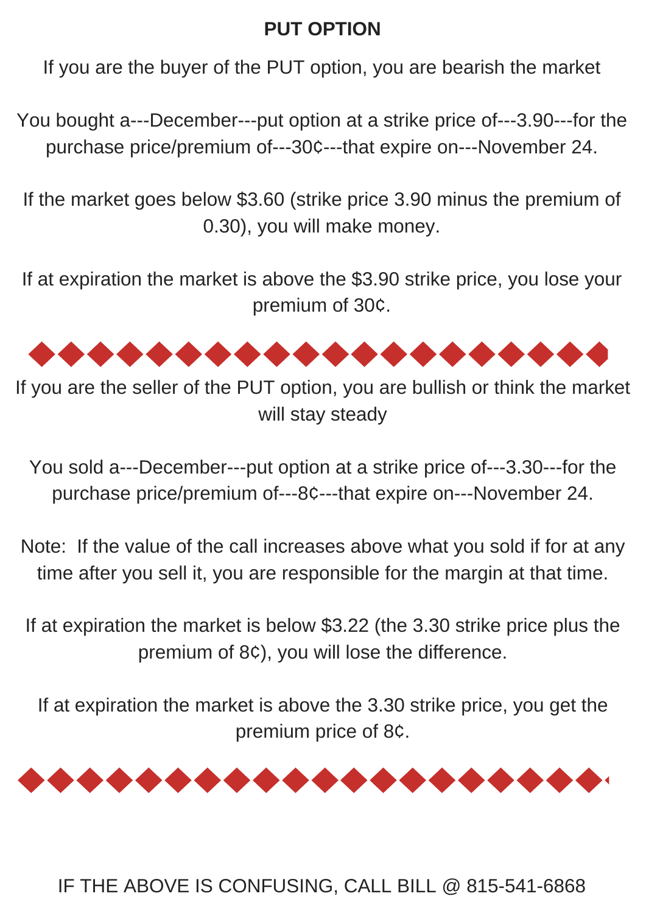# PUT OPTION

If you are the buyer of the PUT option, you are bearish the market

You bought a---December---put option at a strike price of---3.90---for the purchase price/premium of---30¢---that expire on---November 24.

If the market goes below $3.60 (strike price 3.90 minus the premium of 0.30), you will make money.

If at expiration the market is above the $3.90 strike price, you lose your premium of 30¢.

---

If you are the seller of the PUT option, you are bullish or think the market will stay steady

You sold a---December---put option at a strike price of---3.30---for the purchase price/premium of---8¢---that expire on---November 24.

Note: If the value of the call increases above what you sold if for at any time after you sell it, you are responsible for the margin at that time.

If at expiration the market is below $3.22 (the 3.30 strike price plus the premium of 8¢), you will lose the difference.

If at expiration the market is above the 3.30 strike price, you get the premium price of 8¢.

---

IF THE ABOVE IS CONFUSING, CALL BILL @ 815-541-6868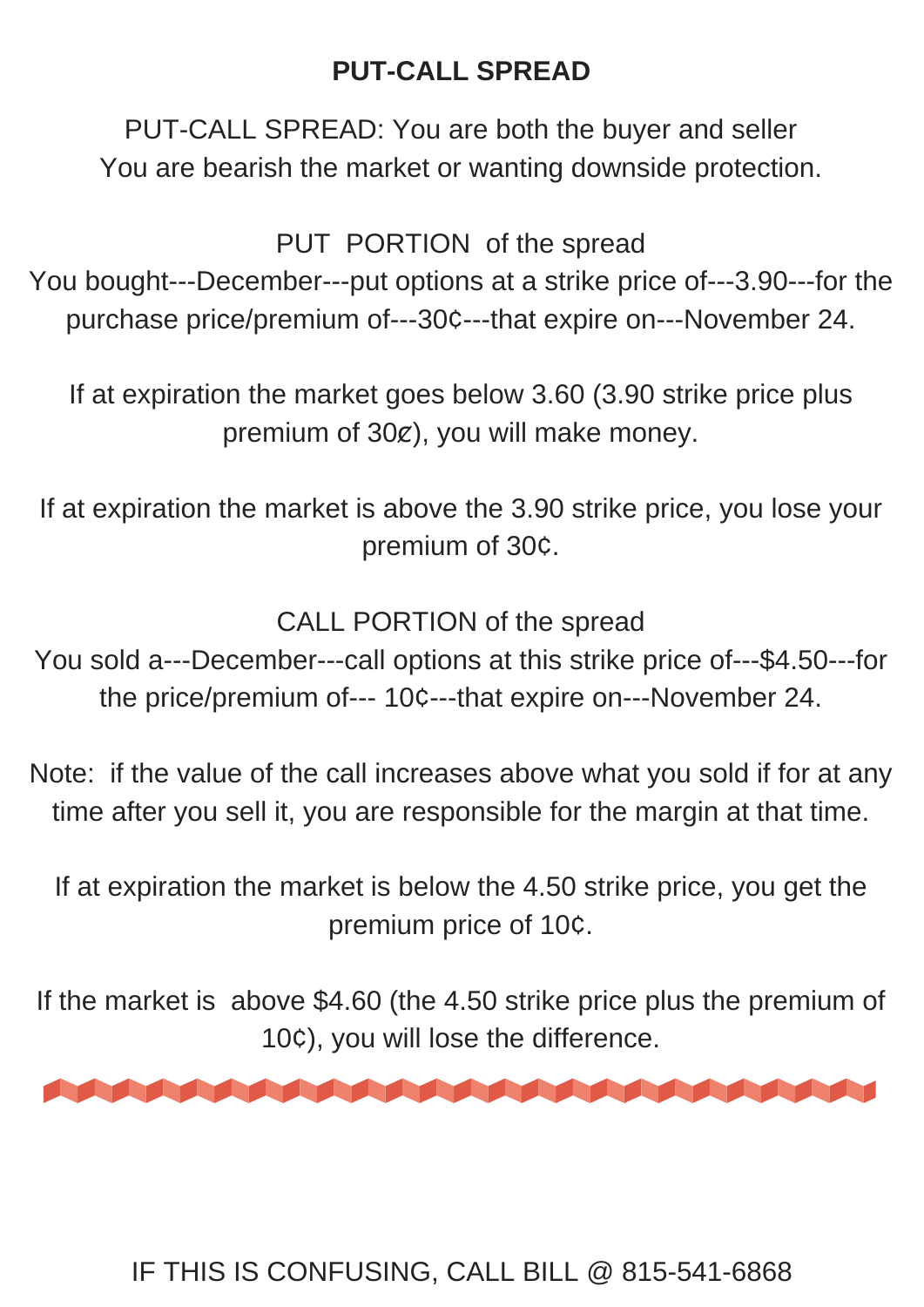# PUT-CALL SPREAD

PUT-CALL SPREAD: You are both the buyer and seller
You are bearish the market or wanting downside protection.

PUT PORTION of the spread
You bought---December---put options at a strike price of---3.90---for the purchase price/premium of---30¢---that expire on---November 24.

If at expiration the market goes below 3.60 (3.90 strike price plus premium of 30¢), you will make money.

If at expiration the market is above the 3.90 strike price, you lose your premium of 30¢.

CALL PORTION of the spread
You sold a---December---call options at this strike price of---$4.50---for the price/premium of--- 10¢---that expire on---November 24.

Note: if the value of the call increases above what you sold if for at any time after you sell it, you are responsible for the margin at that time.

If at expiration the market is below the 4.50 strike price, you get the premium price of 10¢.

If the market is above $4.60 (the 4.50 strike price plus the premium of 10¢), you will lose the difference.

IF THIS IS CONFUSING, CALL BILL @ 815-541-6868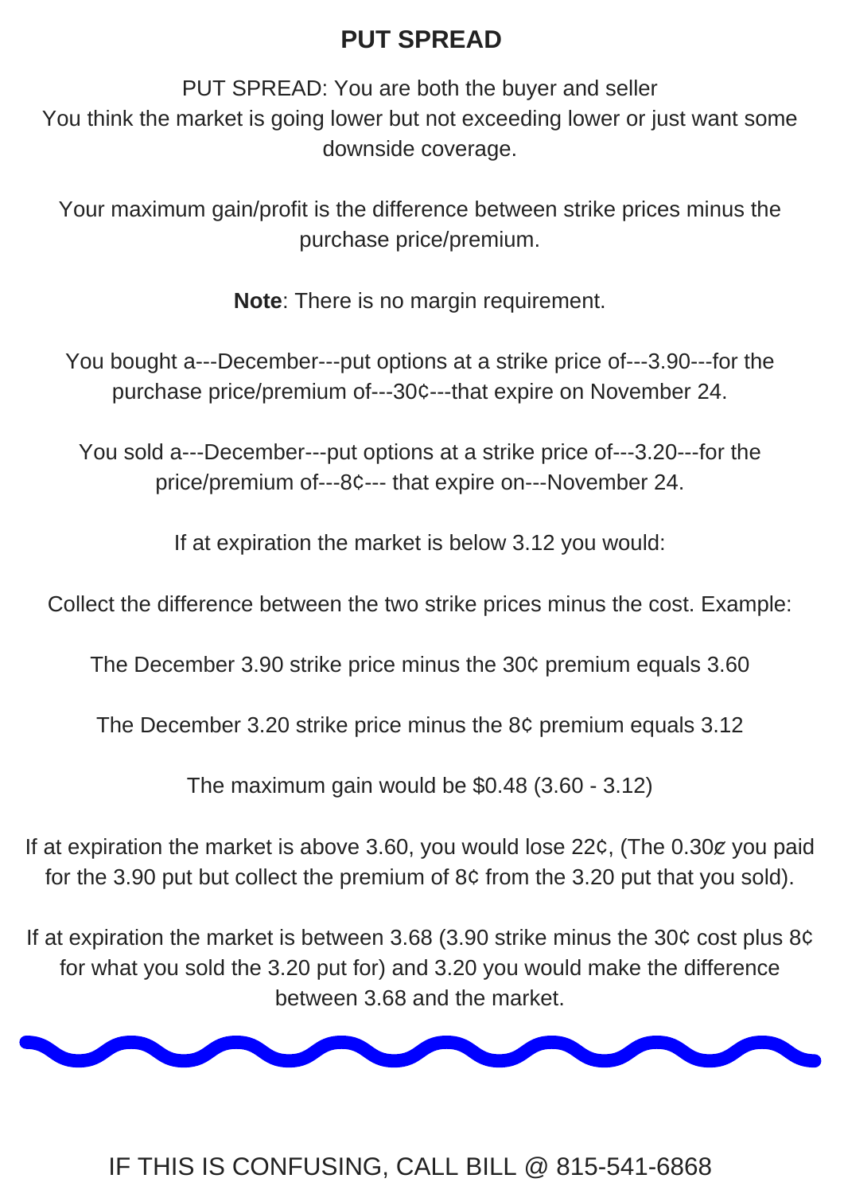# PUT SPREAD

PUT SPREAD: You are both the buyer and seller
You think the market is going lower but not exceeding lower or just want some downside coverage.

Your maximum gain/profit is the difference between strike prices minus the purchase price/premium.

**Note**: There is no margin requirement.

You bought a---December---put options at a strike price of---3.90---for the purchase price/premium of---30¢---that expire on November 24.

You sold a---December---put options at a strike price of---3.20---for the price/premium of---8¢--- that expire on---November 24.

If at expiration the market is below 3.12 you would:

Collect the difference between the two strike prices minus the cost. Example:

The December 3.90 strike price minus the 30¢ premium equals 3.60

The December 3.20 strike price minus the 8¢ premium equals 3.12

The maximum gain would be $0.48 (3.60 - 3.12)

If at expiration the market is above 3.60, you would lose 22¢, (The 0.30⊄ you paid for the 3.90 put but collect the premium of 8¢ from the 3.20 put that you sold).

If at expiration the market is between 3.68 (3.90 strike minus the 30¢ cost plus 8¢ for what you sold the 3.20 put for) and 3.20 you would make the difference between 3.68 and the market.

IF THIS IS CONFUSING, CALL BILL @ 815-541-6868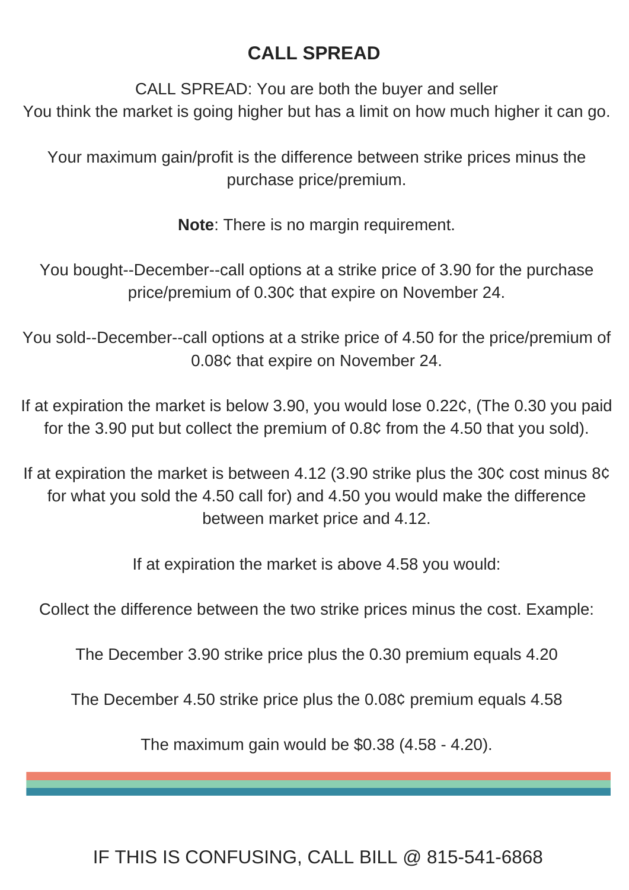# CALL SPREAD

CALL SPREAD: You are both the buyer and seller
You think the market is going higher but has a limit on how much higher it can go.

Your maximum gain/profit is the difference between strike prices minus the purchase price/premium.

**Note**: There is no margin requirement.

You bought--December--call options at a strike price of 3.90 for the purchase price/premium of 0.30¢ that expire on November 24.

You sold--December--call options at a strike price of 4.50 for the price/premium of 0.08¢ that expire on November 24.

If at expiration the market is below 3.90, you would lose 0.22¢, (The 0.30 you paid for the 3.90 put but collect the premium of 0.8¢ from the 4.50 that you sold).

If at expiration the market is between 4.12 (3.90 strike plus the 30¢ cost minus 8¢ for what you sold the 4.50 call for) and 4.50 you would make the difference between market price and 4.12.

If at expiration the market is above 4.58 you would:

Collect the difference between the two strike prices minus the cost. Example:

The December 3.90 strike price plus the 0.30 premium equals 4.20

The December 4.50 strike price plus the 0.08¢ premium equals 4.58

The maximum gain would be $0.38 (4.58 - 4.20).

IF THIS IS CONFUSING, CALL BILL @ 815-541-6868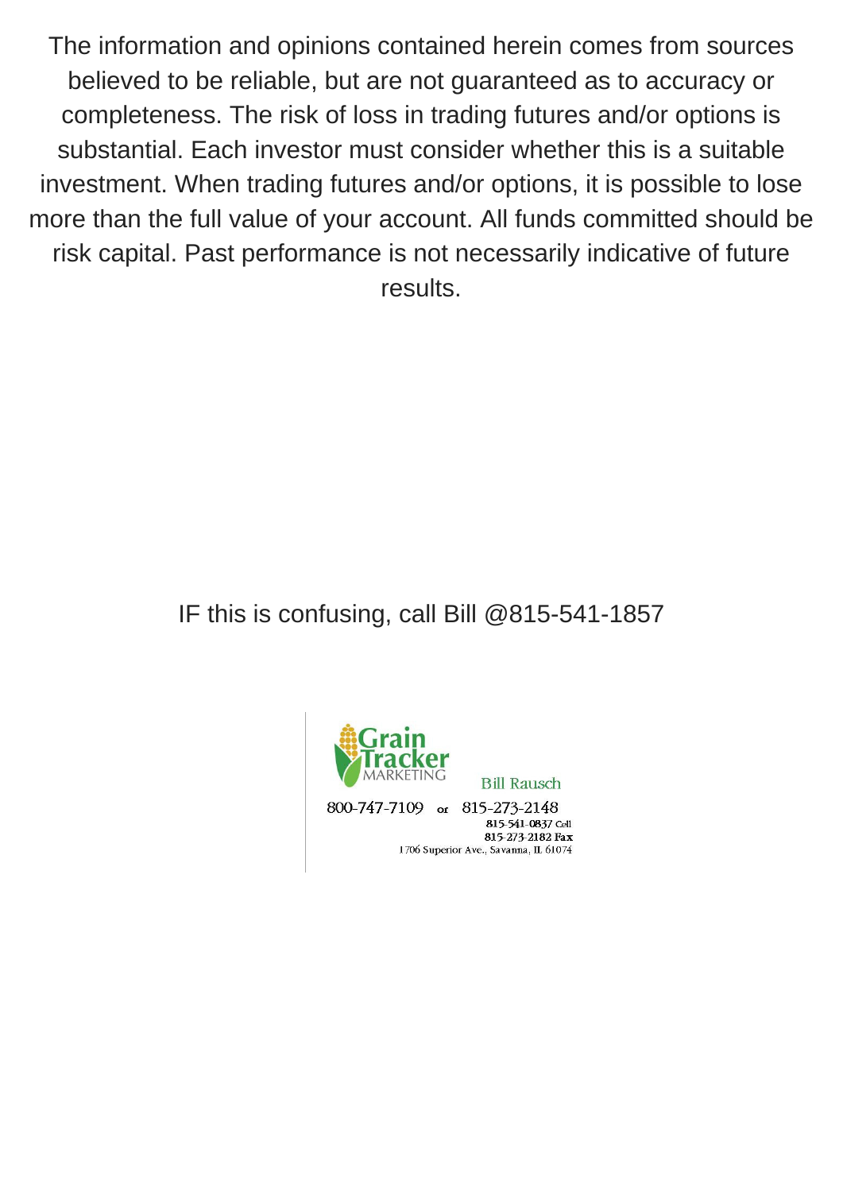The information and opinions contained herein comes from sources believed to be reliable, but are not guaranteed as to accuracy or completeness. The risk of loss in trading futures and/or options is substantial. Each investor must consider whether this is a suitable investment. When trading futures and/or options, it is possible to lose more than the full value of your account. All funds committed should be risk capital. Past performance is not necessarily indicative of future results.

IF this is confusing, call Bill @815-541-1857

Grain Tracker MARKETING

Bill Rausch

800-747-7109 or 815-273-2148

815-541-0837 Cell

815-273-2182 Fax

1706 Superior Ave., Savanna, IL 61074